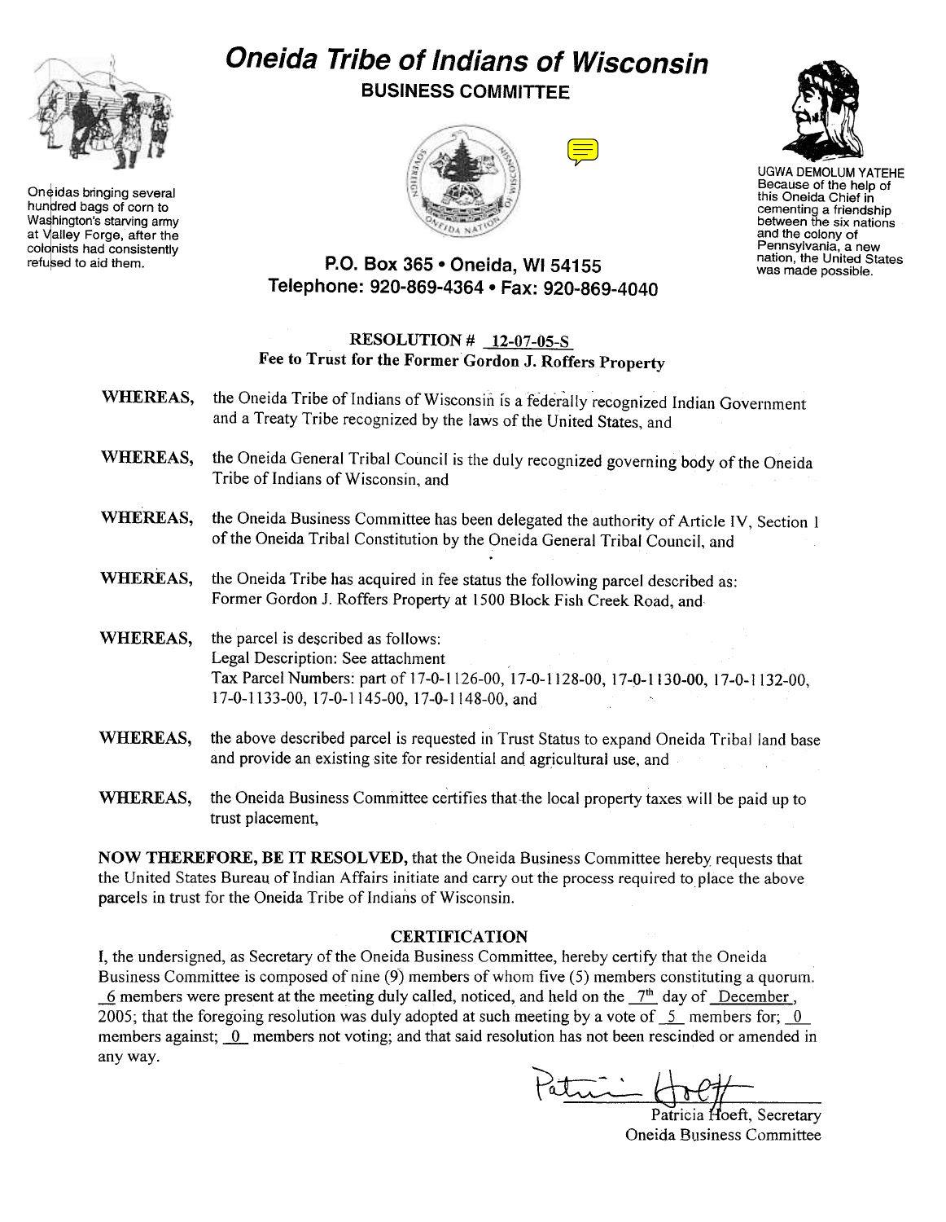# Oneida Tribe of Indians of Wisconsin

## BUSINESS COMMITTEE

Oneidas bringing several hundred bags of corn to Washington's starving army at Valley Forge, after the colonists had consistently refused to aid them.

UGWA DEMOLUM YATEHE
Because of the help of this Oneida Chief in cementing a friendship between the six nations and the colony of Pennsylvania, a new nation, the United States was made possible.

**P.O. Box 365 • Oneida, WI 54155**
**Telephone: 920-869-4364 • Fax: 920-869-4040**

### RESOLUTION # 12-07-05-S
### Fee to Trust for the Former Gordon J. Roffers Property

**WHEREAS,** the Oneida Tribe of Indians of Wisconsin is a federally recognized Indian Government and a Treaty Tribe recognized by the laws of the United States, and

**WHEREAS,** the Oneida General Tribal Council is the duly recognized governing body of the Oneida Tribe of Indians of Wisconsin, and

**WHEREAS,** the Oneida Business Committee has been delegated the authority of Article IV, Section 1 of the Oneida Tribal Constitution by the Oneida General Tribal Council, and

**WHEREAS,** the Oneida Tribe has acquired in fee status the following parcel described as: Former Gordon J. Roffers Property at 1500 Block Fish Creek Road, and

**WHEREAS,** the parcel is described as follows:
Legal Description: See attachment
Tax Parcel Numbers: part of 17-0-1126-00, 17-0-1128-00, 17-0-1130-00, 17-0-1132-00, 17-0-1133-00, 17-0-1145-00, 17-0-1148-00, and

**WHEREAS,** the above described parcel is requested in Trust Status to expand Oneida Tribal land base and provide an existing site for residential and agricultural use, and

**WHEREAS,** the Oneida Business Committee certifies that the local property taxes will be paid up to trust placement,

**NOW THEREFORE, BE IT RESOLVED,** that the Oneida Business Committee hereby requests that the United States Bureau of Indian Affairs initiate and carry out the process required to place the above parcels in trust for the Oneida Tribe of Indians of Wisconsin.

### CERTIFICATION

I, the undersigned, as Secretary of the Oneida Business Committee, hereby certify that the Oneida Business Committee is composed of nine (9) members of whom five (5) members constituting a quorum. 6 members were present at the meeting duly called, noticed, and held on the 7th day of December, 2005; that the foregoing resolution was duly adopted at such meeting by a vote of 5 members for; 0 members against; 0 members not voting; and that said resolution has not been rescinded or amended in any way.

Patricia Hoeft, Secretary
Oneida Business Committee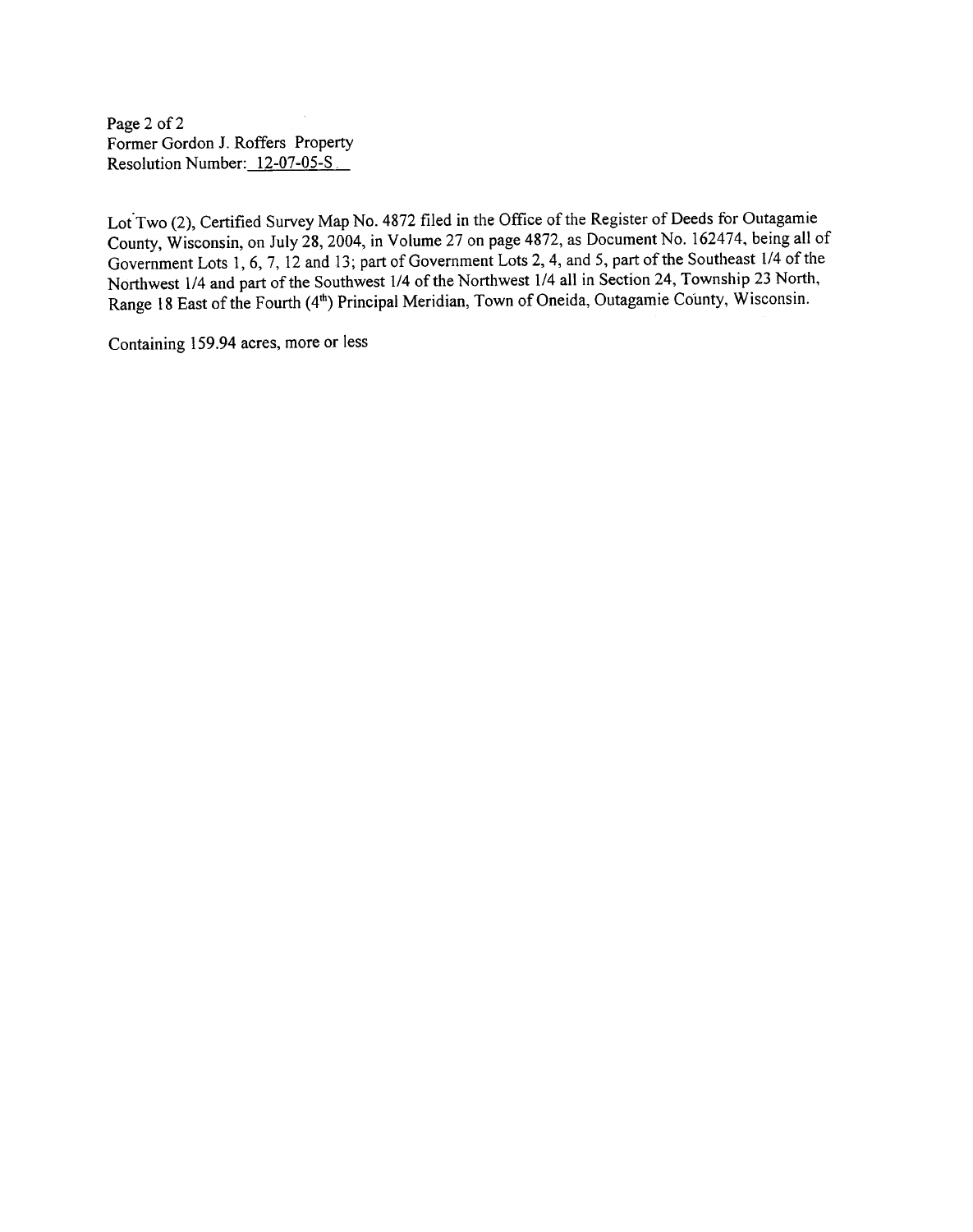Former Gordon J. Roffers Property
Resolution Number: 12-07-05-S

Lot Two (2), Certified Survey Map No. 4872 filed in the Office of the Register of Deeds for Outagamie County, Wisconsin, on July 28, 2004, in Volume 27 on page 4872, as Document No. 162474, being all of Government Lots 1, 6, 7, 12 and 13; part of Government Lots 2, 4, and 5, part of the Southeast 1/4 of the Northwest 1/4 and part of the Southwest 1/4 of the Northwest 1/4 all in Section 24, Township 23 North, Range 18 East of the Fourth (4th) Principal Meridian, Town of Oneida, Outagamie County, Wisconsin.

Containing 159.94 acres, more or less